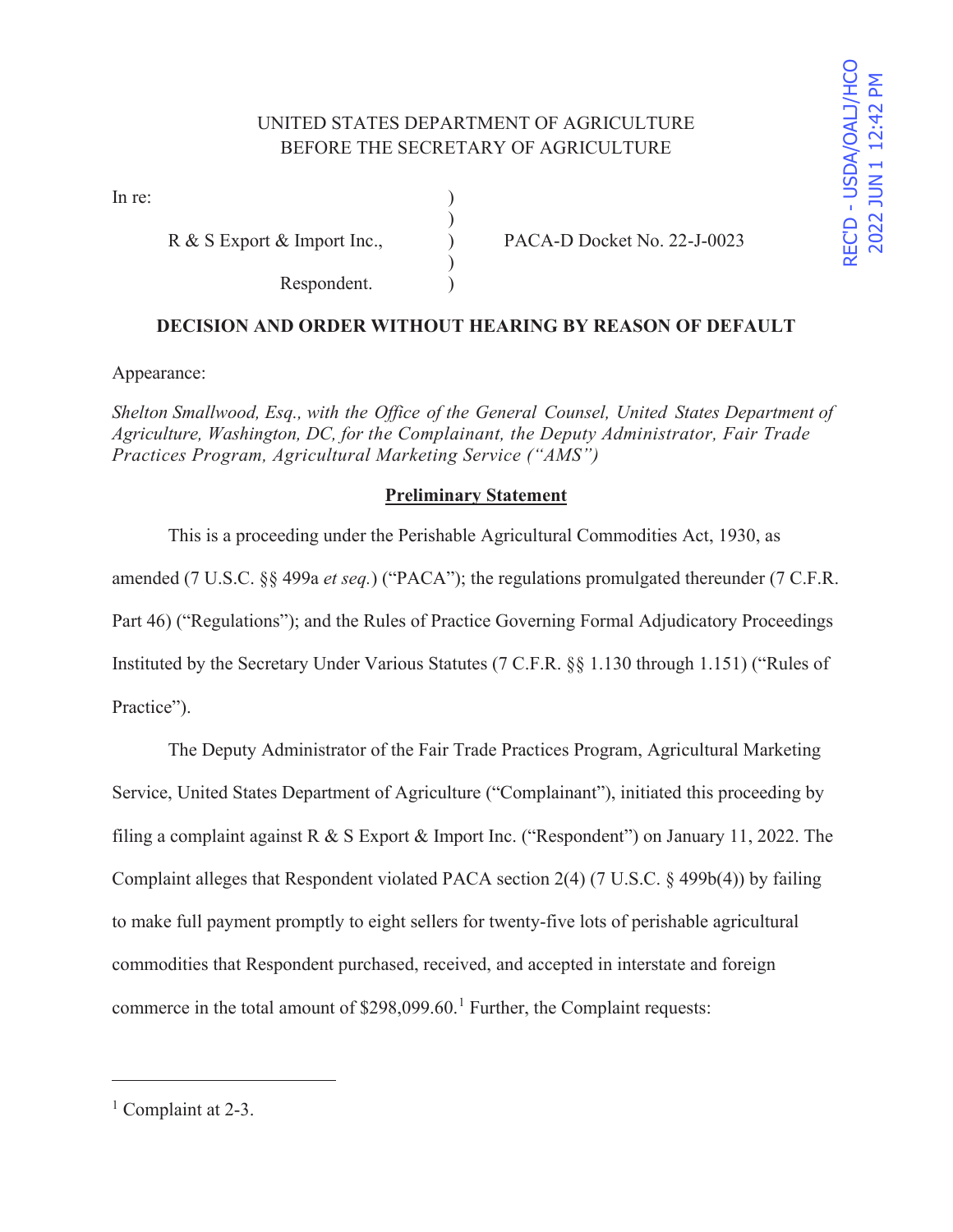UNITED STATES DEPARTMENT OF AGRICULTURE
BEFORE THE SECRETARY OF AGRICULTURE

REC'D - USDA/OALJ/HCO
2022 JUN 1 12:42 PM

In re:

R & S Export & Import Inc.,

Respondent.

PACA-D Docket No. 22-J-0023

**DECISION AND ORDER WITHOUT HEARING BY REASON OF DEFAULT**

Appearance:

*Shelton Smallwood, Esq., with the Office of the General Counsel, United States Department of Agriculture, Washington, DC, for the Complainant, the Deputy Administrator, Fair Trade Practices Program, Agricultural Marketing Service ("AMS")*

## Preliminary Statement

This is a proceeding under the Perishable Agricultural Commodities Act, 1930, as amended (7 U.S.C. §§ 499a *et seq.*) ("PACA"); the regulations promulgated thereunder (7 C.F.R. Part 46) ("Regulations"); and the Rules of Practice Governing Formal Adjudicatory Proceedings Instituted by the Secretary Under Various Statutes (7 C.F.R. §§ 1.130 through 1.151) ("Rules of Practice").

The Deputy Administrator of the Fair Trade Practices Program, Agricultural Marketing Service, United States Department of Agriculture ("Complainant"), initiated this proceeding by filing a complaint against R & S Export & Import Inc. ("Respondent") on January 11, 2022. The Complaint alleges that Respondent violated PACA section 2(4) (7 U.S.C. § 499b(4)) by failing to make full payment promptly to eight sellers for twenty-five lots of perishable agricultural commodities that Respondent purchased, received, and accepted in interstate and foreign commerce in the total amount of $298,099.60.[1] Further, the Complaint requests:

[1] Complaint at 2-3.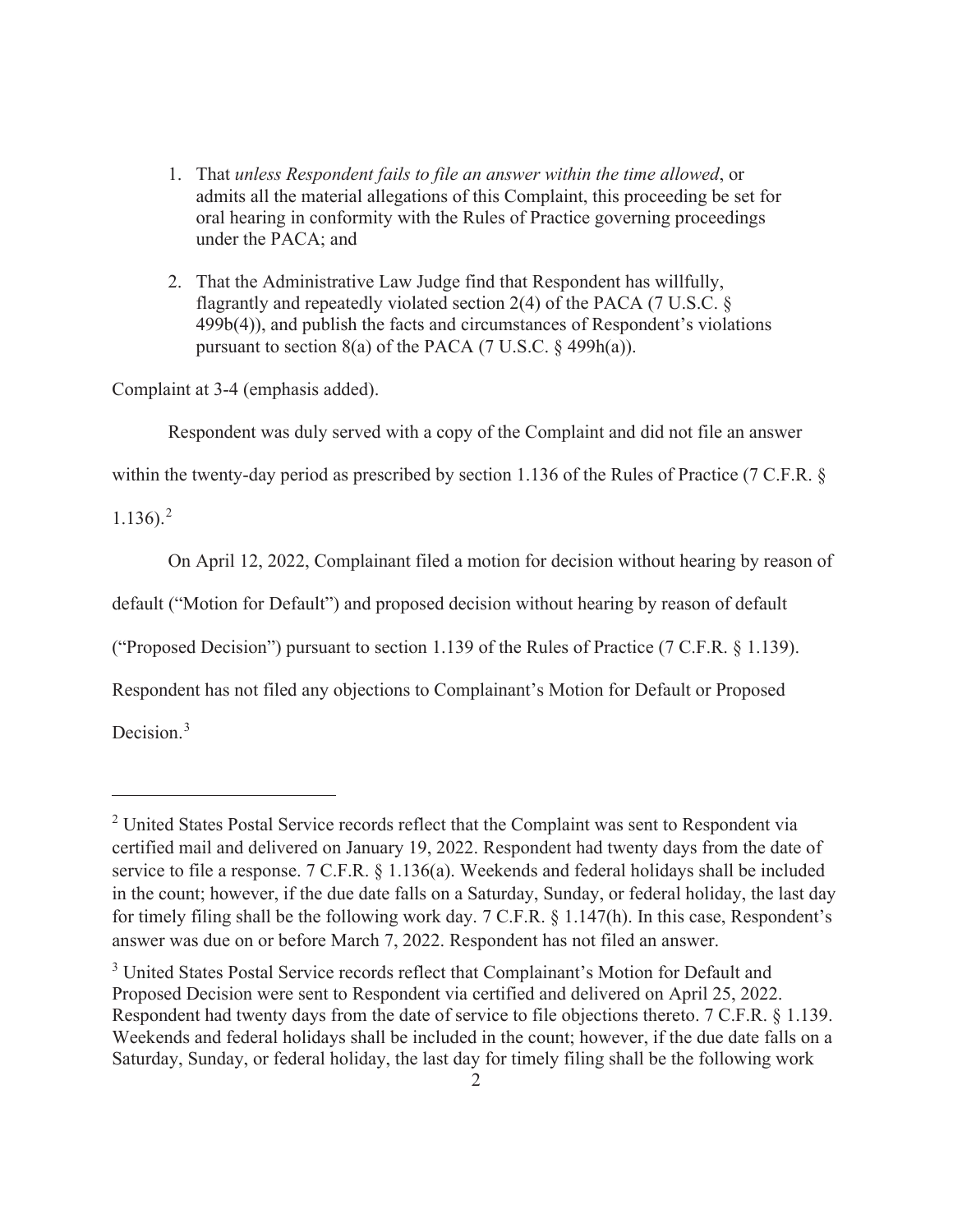1. That *unless Respondent fails to file an answer within the time allowed*, or admits all the material allegations of this Complaint, this proceeding be set for oral hearing in conformity with the Rules of Practice governing proceedings under the PACA; and

2. That the Administrative Law Judge find that Respondent has willfully, flagrantly and repeatedly violated section 2(4) of the PACA (7 U.S.C. § 499b(4)), and publish the facts and circumstances of Respondent's violations pursuant to section 8(a) of the PACA (7 U.S.C. § 499h(a)).

Complaint at 3-4 (emphasis added).

Respondent was duly served with a copy of the Complaint and did not file an answer within the twenty-day period as prescribed by section 1.136 of the Rules of Practice (7 C.F.R. § 1.136).[2]

On April 12, 2022, Complainant filed a motion for decision without hearing by reason of default ("Motion for Default") and proposed decision without hearing by reason of default ("Proposed Decision") pursuant to section 1.139 of the Rules of Practice (7 C.F.R. § 1.139). Respondent has not filed any objections to Complainant's Motion for Default or Proposed Decision.[3]

---

[2] United States Postal Service records reflect that the Complaint was sent to Respondent via certified mail and delivered on January 19, 2022. Respondent had twenty days from the date of service to file a response. 7 C.F.R. § 1.136(a). Weekends and federal holidays shall be included in the count; however, if the due date falls on a Saturday, Sunday, or federal holiday, the last day for timely filing shall be the following work day. 7 C.F.R. § 1.147(h). In this case, Respondent's answer was due on or before March 7, 2022. Respondent has not filed an answer.

[3] United States Postal Service records reflect that Complainant's Motion for Default and Proposed Decision were sent to Respondent via certified and delivered on April 25, 2022. Respondent had twenty days from the date of service to file objections thereto. 7 C.F.R. § 1.139. Weekends and federal holidays shall be included in the count; however, if the due date falls on a Saturday, Sunday, or federal holiday, the last day for timely filing shall be the following work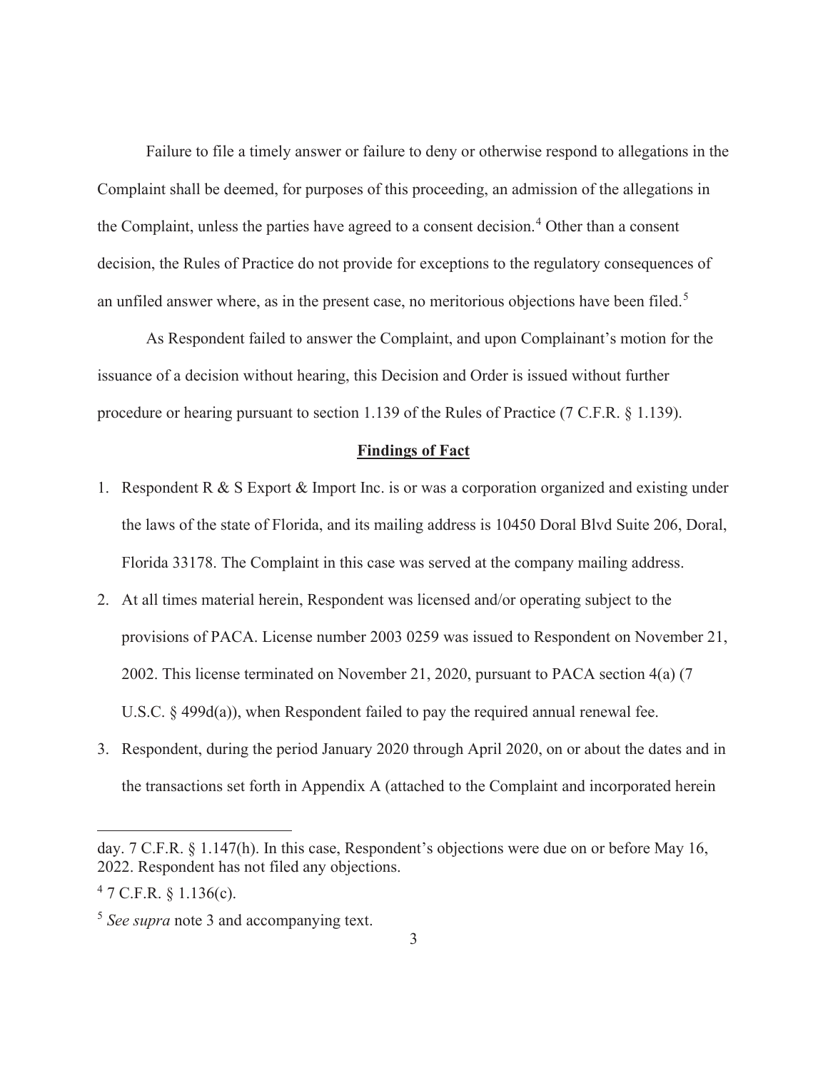Failure to file a timely answer or failure to deny or otherwise respond to allegations in the Complaint shall be deemed, for purposes of this proceeding, an admission of the allegations in the Complaint, unless the parties have agreed to a consent decision.[4] Other than a consent decision, the Rules of Practice do not provide for exceptions to the regulatory consequences of an unfiled answer where, as in the present case, no meritorious objections have been filed.[5]

As Respondent failed to answer the Complaint, and upon Complainant's motion for the issuance of a decision without hearing, this Decision and Order is issued without further procedure or hearing pursuant to section 1.139 of the Rules of Practice (7 C.F.R. § 1.139).

## Findings of Fact

1. Respondent R & S Export & Import Inc. is or was a corporation organized and existing under the laws of the state of Florida, and its mailing address is 10450 Doral Blvd Suite 206, Doral, Florida 33178. The Complaint in this case was served at the company mailing address.
2. At all times material herein, Respondent was licensed and/or operating subject to the provisions of PACA. License number 2003 0259 was issued to Respondent on November 21, 2002. This license terminated on November 21, 2020, pursuant to PACA section 4(a) (7 U.S.C. § 499d(a)), when Respondent failed to pay the required annual renewal fee.
3. Respondent, during the period January 2020 through April 2020, on or about the dates and in the transactions set forth in Appendix A (attached to the Complaint and incorporated herein

---

day. 7 C.F.R. § 1.147(h). In this case, Respondent's objections were due on or before May 16, 2022. Respondent has not filed any objections.

[4] 7 C.F.R. § 1.136(c).

[5] *See supra* note 3 and accompanying text.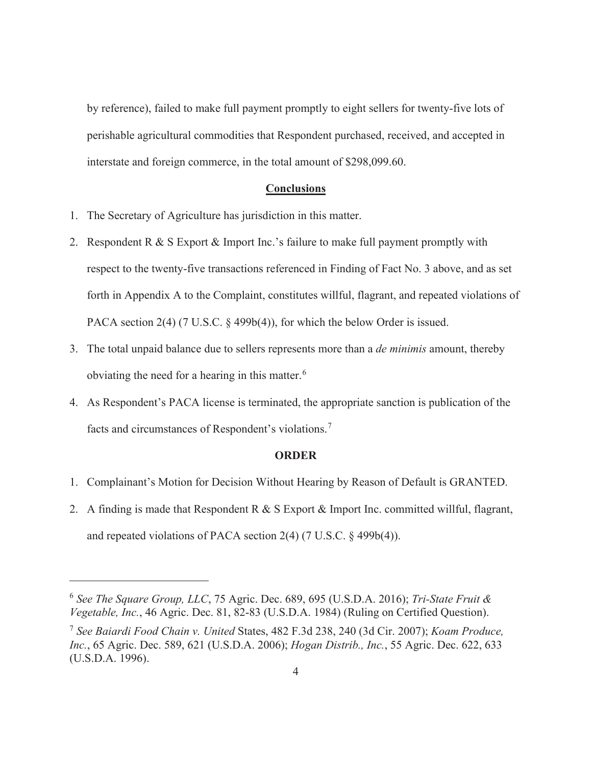by reference), failed to make full payment promptly to eight sellers for twenty-five lots of perishable agricultural commodities that Respondent purchased, received, and accepted in interstate and foreign commerce, in the total amount of $298,099.60.

## Conclusions

1. The Secretary of Agriculture has jurisdiction in this matter.
2. Respondent R & S Export & Import Inc.'s failure to make full payment promptly with respect to the twenty-five transactions referenced in Finding of Fact No. 3 above, and as set forth in Appendix A to the Complaint, constitutes willful, flagrant, and repeated violations of PACA section 2(4) (7 U.S.C. § 499b(4)), for which the below Order is issued.
3. The total unpaid balance due to sellers represents more than a *de minimis* amount, thereby obviating the need for a hearing in this matter.[6]
4. As Respondent's PACA license is terminated, the appropriate sanction is publication of the facts and circumstances of Respondent's violations.[7]

## ORDER

1. Complainant's Motion for Decision Without Hearing by Reason of Default is GRANTED.
2. A finding is made that Respondent R & S Export & Import Inc. committed willful, flagrant, and repeated violations of PACA section 2(4) (7 U.S.C. § 499b(4)).

---

[6] *See The Square Group, LLC*, 75 Agric. Dec. 689, 695 (U.S.D.A. 2016); *Tri-State Fruit & Vegetable, Inc.*, 46 Agric. Dec. 81, 82-83 (U.S.D.A. 1984) (Ruling on Certified Question).

[7] *See Baiardi Food Chain v. United* States, 482 F.3d 238, 240 (3d Cir. 2007); *Koam Produce, Inc.*, 65 Agric. Dec. 589, 621 (U.S.D.A. 2006); *Hogan Distrib., Inc.*, 55 Agric. Dec. 622, 633 (U.S.D.A. 1996).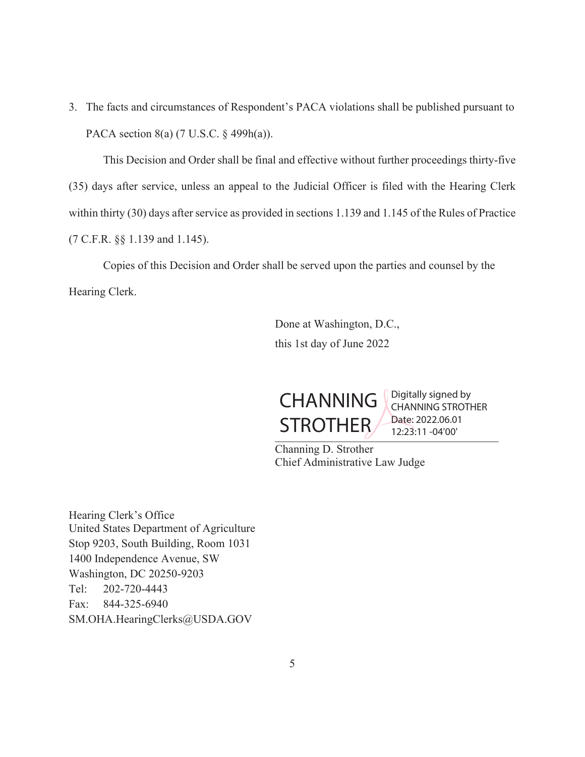3. The facts and circumstances of Respondent's PACA violations shall be published pursuant to PACA section 8(a) (7 U.S.C. § 499h(a)).

This Decision and Order shall be final and effective without further proceedings thirty-five (35) days after service, unless an appeal to the Judicial Officer is filed with the Hearing Clerk within thirty (30) days after service as provided in sections 1.139 and 1.145 of the Rules of Practice (7 C.F.R. §§ 1.139 and 1.145).

Copies of this Decision and Order shall be served upon the parties and counsel by the Hearing Clerk.

Done at Washington, D.C.,
this 1st day of June 2022

CHANNING STROTHER
Digitally signed by CHANNING STROTHER
Date: 2022.06.01 12:23:11 -04'00'

Channing D. Strother
Chief Administrative Law Judge

Hearing Clerk's Office
United States Department of Agriculture
Stop 9203, South Building, Room 1031
1400 Independence Avenue, SW
Washington, DC 20250-9203
Tel: 202-720-4443
Fax: 844-325-6940
SM.OHA.HearingClerks@USDA.GOV